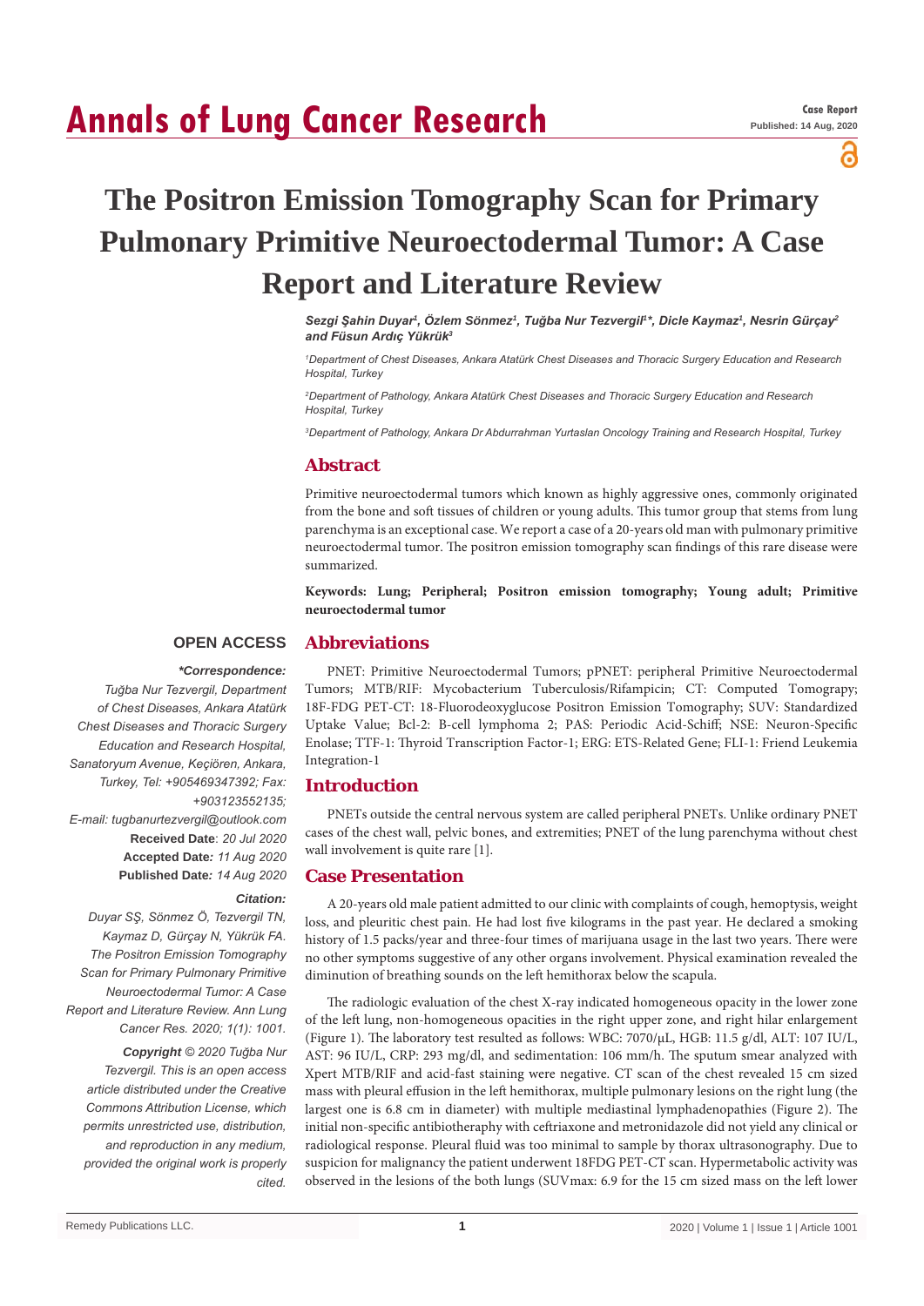# The Positron Emission Tomography Scan for Primary Pulmonary Primitive Neuroectodermal Tumor: A Case Report and Literature Review

*Sezgi Şahin Duyar[1], Özlem Sönmez[1], Tuğba Nur Tezvergil[1]\*, Dicle Kaymaz[1], Nesrin Gürçay[2] and Füsun Ardıç Yükrük[3]*

*[1]Department of Chest Diseases, Ankara Atatürk Chest Diseases and Thoracic Surgery Education and Research Hospital, Turkey*

*[2]Department of Pathology, Ankara Atatürk Chest Diseases and Thoracic Surgery Education and Research Hospital, Turkey*

*[3]Department of Pathology, Ankara Dr Abdurrahman Yurtaslan Oncology Training and Research Hospital, Turkey*

## Abstract

Primitive neuroectodermal tumors which known as highly aggressive ones, commonly originated from the bone and soft tissues of children or young adults. This tumor group that stems from lung parenchyma is an exceptional case. We report a case of a 20-years old man with pulmonary primitive neuroectodermal tumor. The positron emission tomography scan findings of this rare disease were summarized.

**Keywords: Lung; Peripheral; Positron emission tomography; Young adult; Primitive neuroectodermal tumor**

**OPEN ACCESS**

***\*Correspondence:***

*Tuğba Nur Tezvergil, Department of Chest Diseases, Ankara Atatürk Chest Diseases and Thoracic Surgery Education and Research Hospital, Sanatoryum Avenue, Keçiören, Ankara, Turkey, Tel: +905469347392; Fax: +903123552135;*

*E-mail: tugbanurtezvergil@outlook.com*

**Received Date**: *20 Jul 2020*

**Accepted Date***: 11 Aug 2020*

**Published Date***: 14 Aug 2020*

***Citation:***

*Duyar SŞ, Sönmez Ö, Tezvergil TN, Kaymaz D, Gürçay N, Yükrük FA. The Positron Emission Tomography Scan for Primary Pulmonary Primitive Neuroectodermal Tumor: A Case Report and Literature Review. Ann Lung Cancer Res. 2020; 1(1): 1001.*

***Copyright** © 2020 Tuğba Nur Tezvergil. This is an open access article distributed under the Creative Commons Attribution License, which permits unrestricted use, distribution, and reproduction in any medium, provided the original work is properly cited.*

## Abbreviations

PNET: Primitive Neuroectodermal Tumors; pPNET: peripheral Primitive Neuroectodermal Tumors; MTB/RIF: Mycobacterium Tuberculosis/Rifampicin; CT: Computed Tomograpy; 18F-FDG PET-CT: 18-Fluorodeoxyglucose Positron Emission Tomography; SUV: Standardized Uptake Value; Bcl-2: B-cell lymphoma 2; PAS: Periodic Acid-Schiff; NSE: Neuron-Specific Enolase; TTF-1: Thyroid Transcription Factor-1; ERG: ETS-Related Gene; FLI-1: Friend Leukemia Integration-1

## Introduction

PNETs outside the central nervous system are called peripheral PNETs. Unlike ordinary PNET cases of the chest wall, pelvic bones, and extremities; PNET of the lung parenchyma without chest wall involvement is quite rare [1].

## Case Presentation

A 20-years old male patient admitted to our clinic with complaints of cough, hemoptysis, weight loss, and pleuritic chest pain. He had lost five kilograms in the past year. He declared a smoking history of 1.5 packs/year and three-four times of marijuana usage in the last two years. There were no other symptoms suggestive of any other organs involvement. Physical examination revealed the diminution of breathing sounds on the left hemithorax below the scapula.

The radiologic evaluation of the chest X-ray indicated homogeneous opacity in the lower zone of the left lung, non-homogeneous opacities in the right upper zone, and right hilar enlargement (Figure 1). The laboratory test resulted as follows: WBC: 7070/μL, HGB: 11.5 g/dl, ALT: 107 IU/L, AST: 96 IU/L, CRP: 293 mg/dl, and sedimentation: 106 mm/h. The sputum smear analyzed with Xpert MTB/RIF and acid-fast staining were negative. CT scan of the chest revealed 15 cm sized mass with pleural effusion in the left hemithorax, multiple pulmonary lesions on the right lung (the largest one is 6.8 cm in diameter) with multiple mediastinal lymphadenopathies (Figure 2). The initial non-specific antibiotherapy with ceftriaxone and metronidazole did not yield any clinical or radiological response. Pleural fluid was too minimal to sample by thorax ultrasonography. Due to suspicion for malignancy the patient underwent 18FDG PET-CT scan. Hypermetabolic activity was observed in the lesions of the both lungs (SUVmax: 6.9 for the 15 cm sized mass on the left lower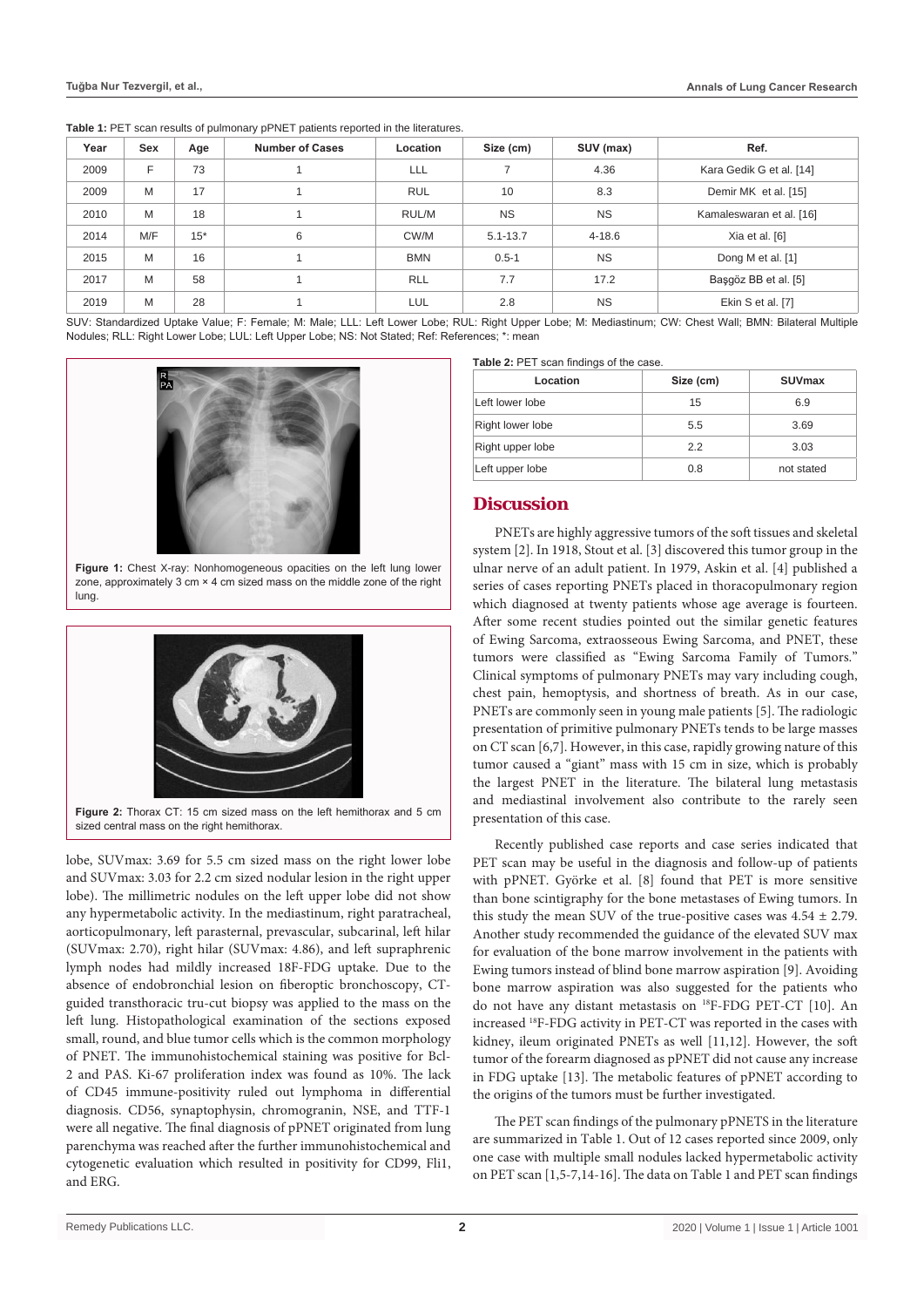**Table 1:** PET scan results of pulmonary pPNET patients reported in the literatures.

| Year | Sex | Age | Number of Cases | Location | Size (cm) | SUV (max) | Ref. |
|---|---|---|---|---|---|---|---|
| 2009 | F | 73 | 1 | LLL | 7 | 4.36 | Kara Gedik G et al. [14] |
| 2009 | M | 17 | 1 | RUL | 10 | 8.3 | Demir MK et al. [15] |
| 2010 | M | 18 | 1 | RUL/M | NS | NS | Kamaleswaran et al. [16] |
| 2014 | M/F | 15* | 6 | CW/M | 5.1-13.7 | 4-18.6 | Xia et al. [6] |
| 2015 | M | 16 | 1 | BMN | 0.5-1 | NS | Dong M et al. [1] |
| 2017 | M | 58 | 1 | RLL | 7.7 | 17.2 | Başgöz BB et al. [5] |
| 2019 | M | 28 | 1 | LUL | 2.8 | NS | Ekin S et al. [7] |

SUV: Standardized Uptake Value; F: Female; M: Male; LLL: Left Lower Lobe; RUL: Right Upper Lobe; M: Mediastinum; CW: Chest Wall; BMN: Bilateral Multiple Nodules; RLL: Right Lower Lobe; LUL: Left Upper Lobe; NS: Not Stated; Ref: References; *: mean

**Figure 1:** Chest X-ray: Nonhomogeneous opacities on the left lung lower zone, approximately 3 cm × 4 cm sized mass on the middle zone of the right lung.

**Figure 2:** Thorax CT: 15 cm sized mass on the left hemithorax and 5 cm sized central mass on the right hemithorax.

lobe, SUVmax: 3.69 for 5.5 cm sized mass on the right lower lobe and SUVmax: 3.03 for 2.2 cm sized nodular lesion in the right upper lobe). The millimetric nodules on the left upper lobe did not show any hypermetabolic activity. In the mediastinum, right paratracheal, aorticopulmonary, left parasternal, prevascular, subcarinal, left hilar (SUVmax: 2.70), right hilar (SUVmax: 4.86), and left supraphrenic lymph nodes had mildly increased 18F-FDG uptake. Due to the absence of endobronchial lesion on fiberoptic bronchoscopy, CT-guided transthoracic tru-cut biopsy was applied to the mass on the left lung. Histopathological examination of the sections exposed small, round, and blue tumor cells which is the common morphology of PNET. The immunohistochemical staining was positive for Bcl-2 and PAS. Ki-67 proliferation index was found as 10%. The lack of CD45 immune-positivity ruled out lymphoma in differential diagnosis. CD56, synaptophysin, chromogranin, NSE, and TTF-1 were all negative. The final diagnosis of pPNET originated from lung parenchyma was reached after the further immunohistochemical and cytogenetic evaluation which resulted in positivity for CD99, Fli1, and ERG.

**Table 2:** PET scan findings of the case.

| Location | Size (cm) | SUVmax |
|---|---|---|
| Left lower lobe | 15 | 6.9 |
| Right lower lobe | 5.5 | 3.69 |
| Right upper lobe | 2.2 | 3.03 |
| Left upper lobe | 0.8 | not stated |

## Discussion

PNETs are highly aggressive tumors of the soft tissues and skeletal system [2]. In 1918, Stout et al. [3] discovered this tumor group in the ulnar nerve of an adult patient. In 1979, Askin et al. [4] published a series of cases reporting PNETs placed in thoracopulmonary region which diagnosed at twenty patients whose age average is fourteen. After some recent studies pointed out the similar genetic features of Ewing Sarcoma, extraosseous Ewing Sarcoma, and PNET, these tumors were classified as "Ewing Sarcoma Family of Tumors." Clinical symptoms of pulmonary PNETs may vary including cough, chest pain, hemoptysis, and shortness of breath. As in our case, PNETs are commonly seen in young male patients [5]. The radiologic presentation of primitive pulmonary PNETs tends to be large masses on CT scan [6,7]. However, in this case, rapidly growing nature of this tumor caused a "giant" mass with 15 cm in size, which is probably the largest PNET in the literature. The bilateral lung metastasis and mediastinal involvement also contribute to the rarely seen presentation of this case.

Recently published case reports and case series indicated that PET scan may be useful in the diagnosis and follow-up of patients with pPNET. Györke et al. [8] found that PET is more sensitive than bone scintigraphy for the bone metastases of Ewing tumors. In this study the mean SUV of the true-positive cases was 4.54 ± 2.79. Another study recommended the guidance of the elevated SUV max for evaluation of the bone marrow involvement in the patients with Ewing tumors instead of blind bone marrow aspiration [9]. Avoiding bone marrow aspiration was also suggested for the patients who do not have any distant metastasis on $^{18}$F-FDG PET-CT [10]. An increased $^{18}$F-FDG activity in PET-CT was reported in the cases with kidney, ileum originated PNETs as well [11,12]. However, the soft tumor of the forearm diagnosed as pPNET did not cause any increase in FDG uptake [13]. The metabolic features of pPNET according to the origins of the tumors must be further investigated.

The PET scan findings of the pulmonary pPNETS in the literature are summarized in Table 1. Out of 12 cases reported since 2009, only one case with multiple small nodules lacked hypermetabolic activity on PET scan [1,5-7,14-16]. The data on Table 1 and PET scan findings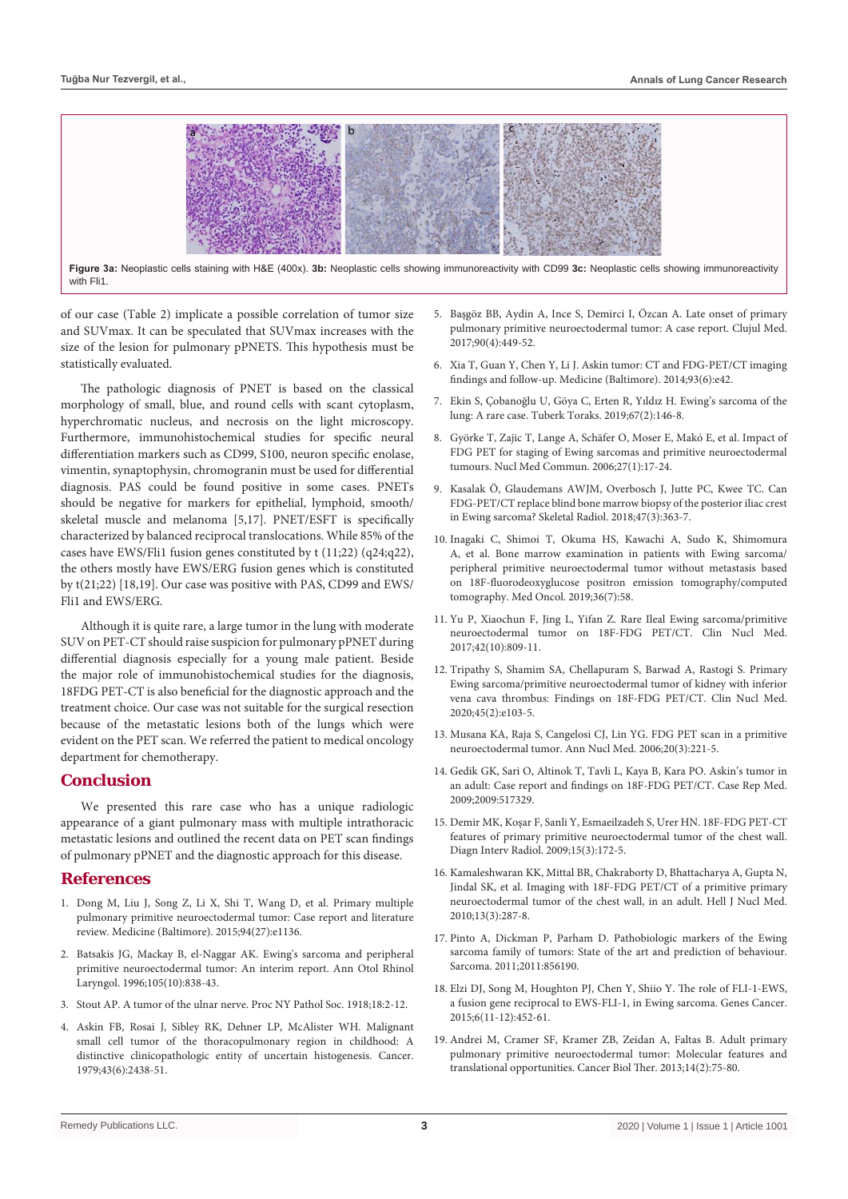**Figure 3a:** Neoplastic cells staining with H&E (400x). **3b:** Neoplastic cells showing immunoreactivity with CD99 **3c:** Neoplastic cells showing immunoreactivity with Fli1.

of our case (Table 2) implicate a possible correlation of tumor size and SUVmax. It can be speculated that SUVmax increases with the size of the lesion for pulmonary pPNETS. This hypothesis must be statistically evaluated.

The pathologic diagnosis of PNET is based on the classical morphology of small, blue, and round cells with scant cytoplasm, hyperchromatic nucleus, and necrosis on the light microscopy. Furthermore, immunohistochemical studies for specific neural differentiation markers such as CD99, S100, neuron specific enolase, vimentin, synaptophysin, chromogranin must be used for differential diagnosis. PAS could be found positive in some cases. PNETs should be negative for markers for epithelial, lymphoid, smooth/skeletal muscle and melanoma [5,17]. PNET/ESFT is specifically characterized by balanced reciprocal translocations. While 85% of the cases have EWS/Fli1 fusion genes constituted by t (11;22) (q24;q22), the others mostly have EWS/ERG fusion genes which is constituted by t(21;22) [18,19]. Our case was positive with PAS, CD99 and EWS/Fli1 and EWS/ERG.

Although it is quite rare, a large tumor in the lung with moderate SUV on PET-CT should raise suspicion for pulmonary pPNET during differential diagnosis especially for a young male patient. Beside the major role of immunohistochemical studies for the diagnosis, 18FDG PET-CT is also beneficial for the diagnostic approach and the treatment choice. Our case was not suitable for the surgical resection because of the metastatic lesions both of the lungs which were evident on the PET scan. We referred the patient to medical oncology department for chemotherapy.

## Conclusion

We presented this rare case who has a unique radiologic appearance of a giant pulmonary mass with multiple intrathoracic metastatic lesions and outlined the recent data on PET scan findings of pulmonary pPNET and the diagnostic approach for this disease.

## References

1. Dong M, Liu J, Song Z, Li X, Shi T, Wang D, et al. Primary multiple pulmonary primitive neuroectodermal tumor: Case report and literature review. Medicine (Baltimore). 2015;94(27):e1136.
2. Batsakis JG, Mackay B, el-Naggar AK. Ewing's sarcoma and peripheral primitive neuroectodermal tumor: An interim report. Ann Otol Rhinol Laryngol. 1996;105(10):838-43.
3. Stout AP. A tumor of the ulnar nerve. Proc NY Pathol Soc. 1918;18:2-12.
4. Askin FB, Rosai J, Sibley RK, Dehner LP, McAlister WH. Malignant small cell tumor of the thoracopulmonary region in childhood: A distinctive clinicopathologic entity of uncertain histogenesis. Cancer. 1979;43(6):2438-51.
5. Başgöz BB, Aydin A, Ince S, Demirci I, Özcan A. Late onset of primary pulmonary primitive neuroectodermal tumor: A case report. Clujul Med. 2017;90(4):449-52.
6. Xia T, Guan Y, Chen Y, Li J. Askin tumor: CT and FDG-PET/CT imaging findings and follow-up. Medicine (Baltimore). 2014;93(6):e42.
7. Ekin S, Çobanoğlu U, Göya C, Erten R, Yıldız H. Ewing's sarcoma of the lung: A rare case. Tuberk Toraks. 2019;67(2):146-8.
8. Györke T, Zajic T, Lange A, Schäfer O, Moser E, Makó E, et al. Impact of FDG PET for staging of Ewing sarcomas and primitive neuroectodermal tumours. Nucl Med Commun. 2006;27(1):17-24.
9. Kasalak Ö, Glaudemans AWJM, Overbosch J, Jutte PC, Kwee TC. Can FDG-PET/CT replace blind bone marrow biopsy of the posterior iliac crest in Ewing sarcoma? Skeletal Radiol. 2018;47(3):363-7.
10. Inagaki C, Shimoi T, Okuma HS, Kawachi A, Sudo K, Shimomura A, et al. Bone marrow examination in patients with Ewing sarcoma/peripheral primitive neuroectodermal tumor without metastasis based on 18F-fluorodeoxyglucose positron emission tomography/computed tomography. Med Oncol. 2019;36(7):58.
11. Yu P, Xiaochun F, Jing L, Yifan Z. Rare Ileal Ewing sarcoma/primitive neuroectodermal tumor on 18F-FDG PET/CT. Clin Nucl Med. 2017;42(10):809-11.
12. Tripathy S, Shamim SA, Chellapuram S, Barwad A, Rastogi S. Primary Ewing sarcoma/primitive neuroectodermal tumor of kidney with inferior vena cava thrombus: Findings on 18F-FDG PET/CT. Clin Nucl Med. 2020;45(2):e103-5.
13. Musana KA, Raja S, Cangelosi CJ, Lin YG. FDG PET scan in a primitive neuroectodermal tumor. Ann Nucl Med. 2006;20(3):221-5.
14. Gedik GK, Sari O, Altinok T, Tavli L, Kaya B, Kara PO. Askin's tumor in an adult: Case report and findings on 18F-FDG PET/CT. Case Rep Med. 2009;2009:517329.
15. Demir MK, Koşar F, Sanli Y, Esmaeilzadeh S, Urer HN. 18F-FDG PET-CT features of primary primitive neuroectodermal tumor of the chest wall. Diagn Interv Radiol. 2009;15(3):172-5.
16. Kamaleshwaran KK, Mittal BR, Chakraborty D, Bhattacharya A, Gupta N, Jindal SK, et al. Imaging with 18F-FDG PET/CT of a primitive primary neuroectodermal tumor of the chest wall, in an adult. Hell J Nucl Med. 2010;13(3):287-8.
17. Pinto A, Dickman P, Parham D. Pathobiologic markers of the Ewing sarcoma family of tumors: State of the art and prediction of behaviour. Sarcoma. 2011;2011:856190.
18. Elzi DJ, Song M, Houghton PJ, Chen Y, Shiio Y. The role of FLI-1-EWS, a fusion gene reciprocal to EWS-FLI-1, in Ewing sarcoma. Genes Cancer. 2015;6(11-12):452-61.
19. Andrei M, Cramer SF, Kramer ZB, Zeidan A, Faltas B. Adult primary pulmonary primitive neuroectodermal tumor: Molecular features and translational opportunities. Cancer Biol Ther. 2013;14(2):75-80.